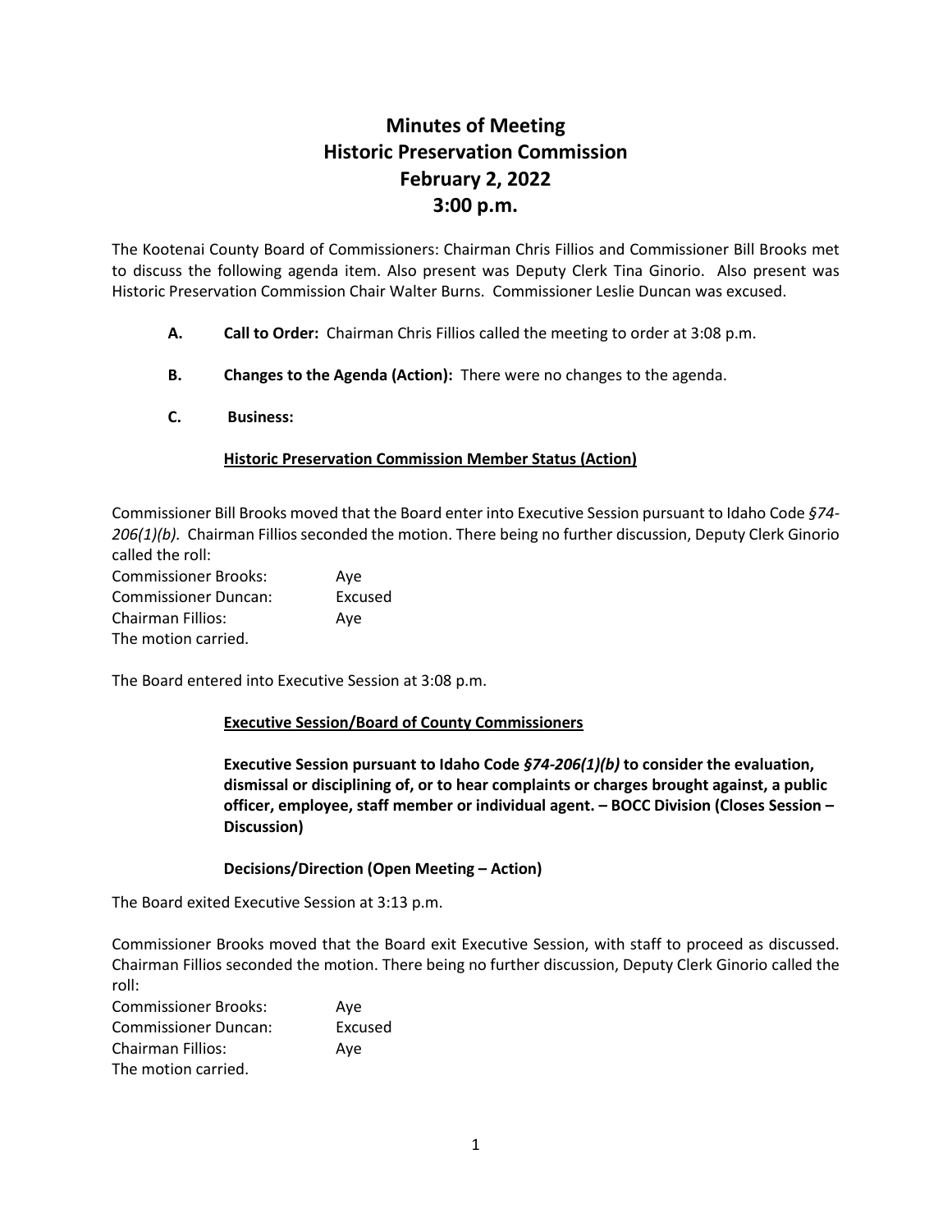# Minutes of Meeting
# Historic Preservation Commission
# February 2, 2022
# 3:00 p.m.

The Kootenai County Board of Commissioners: Chairman Chris Fillios and Commissioner Bill Brooks met to discuss the following agenda item. Also present was Deputy Clerk Tina Ginorio. Also present was Historic Preservation Commission Chair Walter Burns. Commissioner Leslie Duncan was excused.

**A. Call to Order:** Chairman Chris Fillios called the meeting to order at 3:08 p.m.

**B. Changes to the Agenda (Action):** There were no changes to the agenda.

**C. Business:**

**Historic Preservation Commission Member Status (Action)**

Commissioner Bill Brooks moved that the Board enter into Executive Session pursuant to Idaho Code *§74-206(1)(b).* Chairman Fillios seconded the motion. There being no further discussion, Deputy Clerk Ginorio called the roll:

Commissioner Brooks: Aye
Commissioner Duncan: Excused
Chairman Fillios: Aye
The motion carried.

The Board entered into Executive Session at 3:08 p.m.

**Executive Session/Board of County Commissioners**

**Executive Session pursuant to Idaho Code *§74-206(1)(b)* to consider the evaluation, dismissal or disciplining of, or to hear complaints or charges brought against, a public officer, employee, staff member or individual agent. – BOCC Division (Closes Session – Discussion)**

**Decisions/Direction (Open Meeting – Action)**

The Board exited Executive Session at 3:13 p.m.

Commissioner Brooks moved that the Board exit Executive Session, with staff to proceed as discussed. Chairman Fillios seconded the motion. There being no further discussion, Deputy Clerk Ginorio called the roll:

Commissioner Brooks: Aye
Commissioner Duncan: Excused
Chairman Fillios: Aye
The motion carried.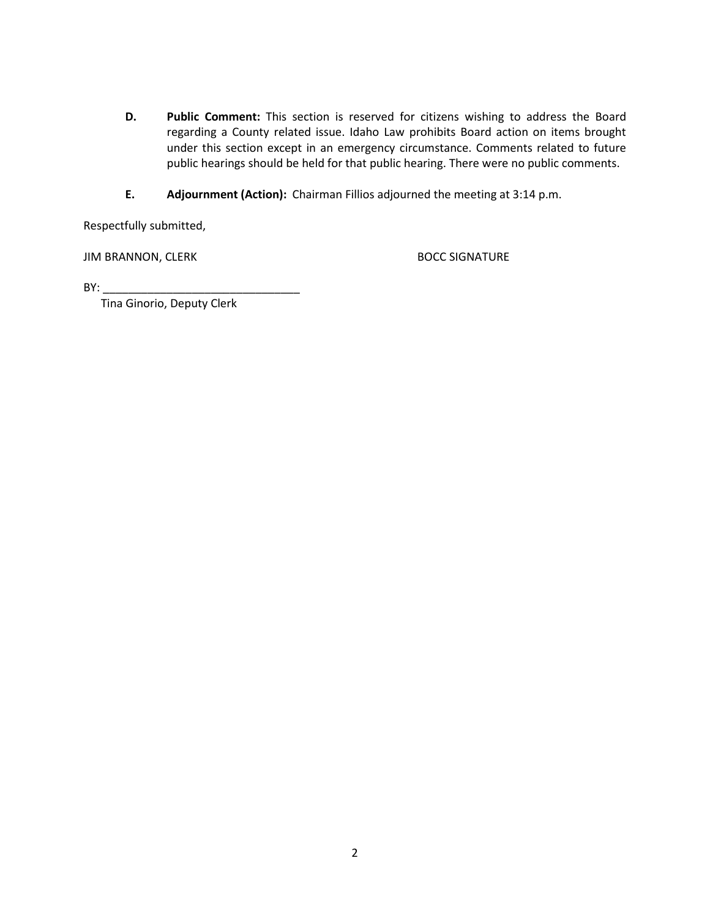**D.** **Public Comment:** This section is reserved for citizens wishing to address the Board regarding a County related issue. Idaho Law prohibits Board action on items brought under this section except in an emergency circumstance. Comments related to future public hearings should be held for that public hearing. There were no public comments.

**E.** **Adjournment (Action):** Chairman Fillios adjourned the meeting at 3:14 p.m.

Respectfully submitted,

JIM BRANNON, CLERK                                    BOCC SIGNATURE

BY: ________________________________
Tina Ginorio, Deputy Clerk